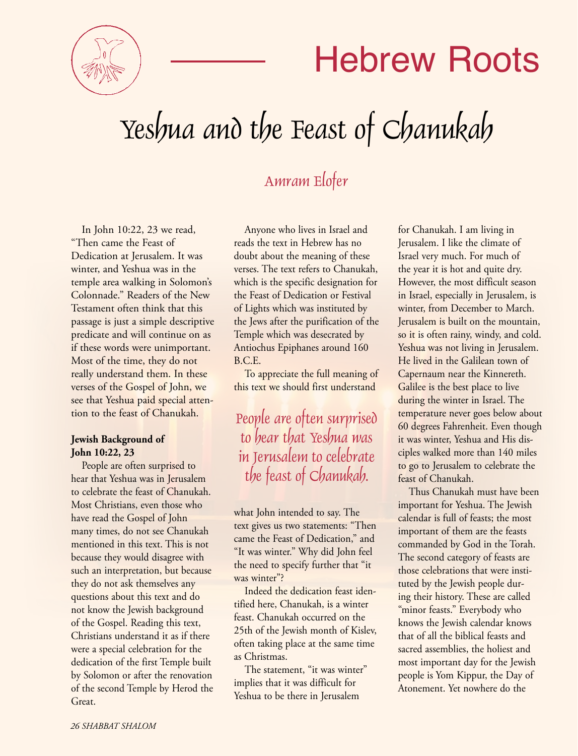# Hebrew Roots

## Yeshua and the Feast of Chanukah

### Amram Elofer

In John 10:22, 23 we read, "Then came the Feast of Dedication at Jerusalem. It was winter, and Yeshua was in the temple area walking in Solomon's Colonnade." Readers of the New Testament often think that this passage is just a simple descriptive predicate and will continue on as if these words were unimportant. Most of the time, they do not really understand them. In these verses of the Gospel of John, we see that Yeshua paid special attention to the feast of Chanukah.

**Jewish Background of John 10:22, 23**

People are often surprised to hear that Yeshua was in Jerusalem to celebrate the feast of Chanukah. Most Christians, even those who have read the Gospel of John many times, do not see Chanukah mentioned in this text. This is not because they would disagree with such an interpretation, but because they do not ask themselves any questions about this text and do not know the Jewish background of the Gospel. Reading this text, Christians understand it as if there were a special celebration for the dedication of the first Temple built by Solomon or after the renovation of the second Temple by Herod the Great.

Anyone who lives in Israel and reads the text in Hebrew has no doubt about the meaning of these verses. The text refers to Chanukah, which is the specific designation for the Feast of Dedication or Festival of Lights which was instituted by the Jews after the purification of the Temple which was desecrated by Antiochus Epiphanes around 160 B.C.E.

To appreciate the full meaning of this text we should first understand what John intended to say. The text gives us two statements: "Then came the Feast of Dedication," and "It was winter." Why did John feel the need to specify further that "it was winter"?

*People are often surprised to hear that Yeshua was in Jerusalem to celebrate the feast of Chanukah.*

Indeed the dedication feast identified here, Chanukah, is a winter feast. Chanukah occurred on the 25th of the Jewish month of Kislev, often taking place at the same time as Christmas.

The statement, "it was winter" implies that it was difficult for Yeshua to be there in Jerusalem for Chanukah. I am living in Jerusalem. I like the climate of Israel very much. For much of the year it is hot and quite dry. However, the most difficult season in Israel, especially in Jerusalem, is winter, from December to March. Jerusalem is built on the mountain, so it is often rainy, windy, and cold. Yeshua was not living in Jerusalem. He lived in the Galilean town of Capernaum near the Kinnereth. Galilee is the best place to live during the winter in Israel. The temperature never goes below about 60 degrees Fahrenheit. Even though it was winter, Yeshua and His disciples walked more than 140 miles to go to Jerusalem to celebrate the feast of Chanukah.

Thus Chanukah must have been important for Yeshua. The Jewish calendar is full of feasts; the most important of them are the feasts commanded by God in the Torah. The second category of feasts are those celebrations that were instituted by the Jewish people during their history. These are called "minor feasts." Everybody who knows the Jewish calendar knows that of all the biblical feasts and sacred assemblies, the holiest and most important day for the Jewish people is Yom Kippur, the Day of Atonement. Yet nowhere do the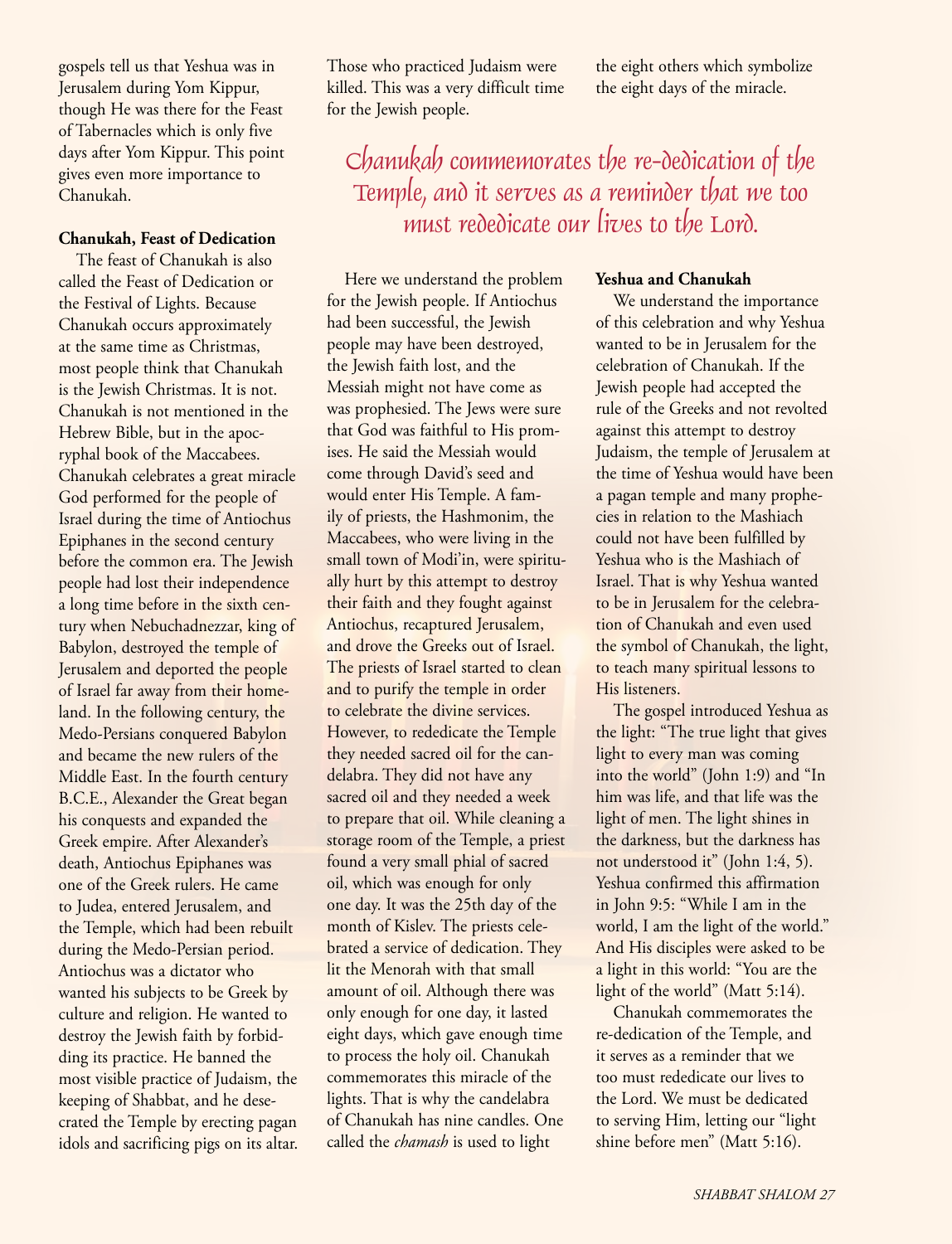gospels tell us that Yeshua was in Jerusalem during Yom Kippur, though He was there for the Feast of Tabernacles which is only five days after Yom Kippur. This point gives even more importance to Chanukah.

**Chanukah, Feast of Dedication**

The feast of Chanukah is also called the Feast of Dedication or the Festival of Lights. Because Chanukah occurs approximately at the same time as Christmas, most people think that Chanukah is the Jewish Christmas. It is not. Chanukah is not mentioned in the Hebrew Bible, but in the apocryphal book of the Maccabees. Chanukah celebrates a great miracle God performed for the people of Israel during the time of Antiochus Epiphanes in the second century before the common era. The Jewish people had lost their independence a long time before in the sixth century when Nebuchadnezzar, king of Babylon, destroyed the temple of Jerusalem and deported the people of Israel far away from their homeland. In the following century, the Medo-Persians conquered Babylon and became the new rulers of the Middle East. In the fourth century B.C.E., Alexander the Great began his conquests and expanded the Greek empire. After Alexander's death, Antiochus Epiphanes was one of the Greek rulers. He came to Judea, entered Jerusalem, and the Temple, which had been rebuilt during the Medo-Persian period. Antiochus was a dictator who wanted his subjects to be Greek by culture and religion. He wanted to destroy the Jewish faith by forbidding its practice. He banned the most visible practice of Judaism, the keeping of Shabbat, and he desecrated the Temple by erecting pagan idols and sacrificing pigs on its altar. Those who practiced Judaism were killed. This was a very difficult time for the Jewish people.

*Chanukah commemorates the re-dedication of the Temple, and it serves as a reminder that we too must rededicate our lives to the Lord.*

Here we understand the problem for the Jewish people. If Antiochus had been successful, the Jewish people may have been destroyed, the Jewish faith lost, and the Messiah might not have come as was prophesied. The Jews were sure that God was faithful to His promises. He said the Messiah would come through David's seed and would enter His Temple. A family of priests, the Hashmonim, the Maccabees, who were living in the small town of Modi'in, were spiritually hurt by this attempt to destroy their faith and they fought against Antiochus, recaptured Jerusalem, and drove the Greeks out of Israel. The priests of Israel started to clean and to purify the temple in order to celebrate the divine services. However, to rededicate the Temple they needed sacred oil for the candelabra. They did not have any sacred oil and they needed a week to prepare that oil. While cleaning a storage room of the Temple, a priest found a very small phial of sacred oil, which was enough for only one day. It was the 25th day of the month of Kislev. The priests celebrated a service of dedication. They lit the Menorah with that small amount of oil. Although there was only enough for one day, it lasted eight days, which gave enough time to process the holy oil. Chanukah commemorates this miracle of the lights. That is why the candelabra of Chanukah has nine candles. One called the *chamash* is used to light the eight others which symbolize the eight days of the miracle.

**Yeshua and Chanukah**

We understand the importance of this celebration and why Yeshua wanted to be in Jerusalem for the celebration of Chanukah. If the Jewish people had accepted the rule of the Greeks and not revolted against this attempt to destroy Judaism, the temple of Jerusalem at the time of Yeshua would have been a pagan temple and many prophecies in relation to the Mashiach could not have been fulfilled by Yeshua who is the Mashiach of Israel. That is why Yeshua wanted to be in Jerusalem for the celebration of Chanukah and even used the symbol of Chanukah, the light, to teach many spiritual lessons to His listeners.

The gospel introduced Yeshua as the light: "The true light that gives light to every man was coming into the world" (John 1:9) and "In him was life, and that life was the light of men. The light shines in the darkness, but the darkness has not understood it" (John 1:4, 5). Yeshua confirmed this affirmation in John 9:5: "While I am in the world, I am the light of the world." And His disciples were asked to be a light in this world: "You are the light of the world" (Matt 5:14).

Chanukah commemorates the re-dedication of the Temple, and it serves as a reminder that we too must rededicate our lives to the Lord. We must be dedicated to serving Him, letting our "light shine before men" (Matt 5:16).